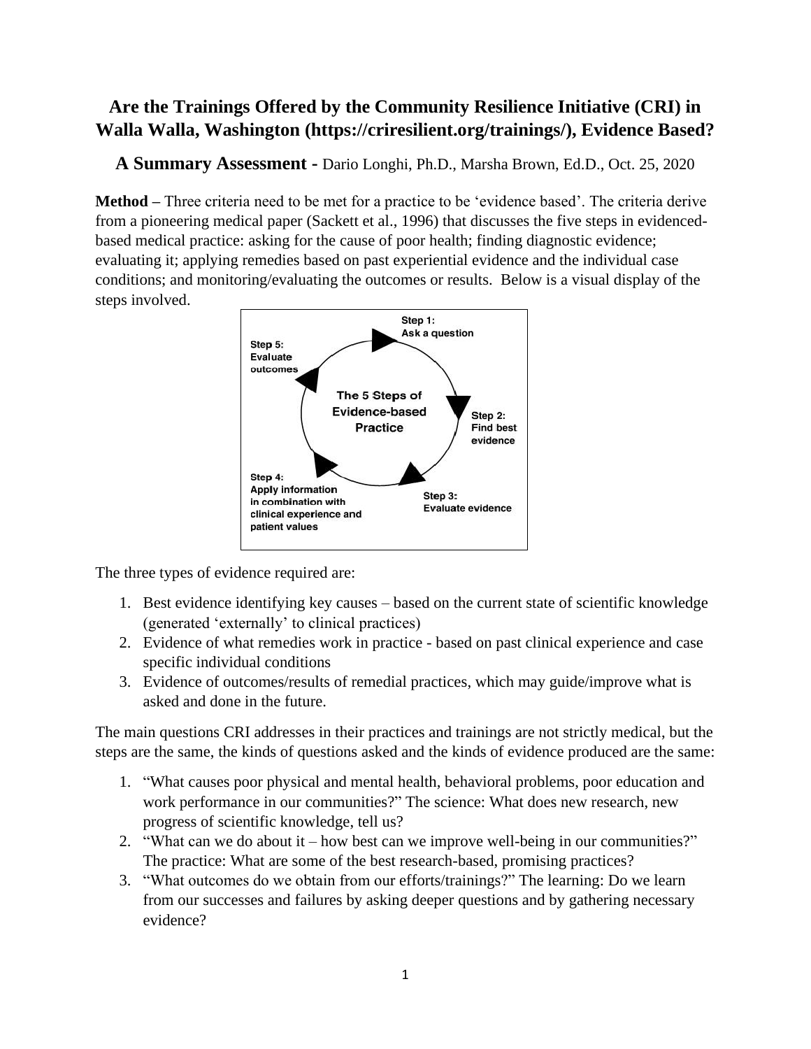# Are the Trainings Offered by the Community Resilience Initiative (CRI) in Walla Walla, Washington (https://criresilient.org/trainings/), Evidence Based?

## A Summary Assessment - Dario Longhi, Ph.D., Marsha Brown, Ed.D., Oct. 25, 2020

**Method –** Three criteria need to be met for a practice to be 'evidence based'. The criteria derive from a pioneering medical paper (Sackett et al., 1996) that discusses the five steps in evidenced-based medical practice: asking for the cause of poor health; finding diagnostic evidence; evaluating it; applying remedies based on past experiential evidence and the individual case conditions; and monitoring/evaluating the outcomes or results. Below is a visual display of the steps involved.

The 5 Steps of Evidence-based Practice

- Step 1: Ask a question
- Step 2: Find best evidence
- Step 3: Evaluate evidence
- Step 4: Apply information in combination with clinical experience and patient values
- Step 5: Evaluate outcomes

The three types of evidence required are:

1. Best evidence identifying key causes – based on the current state of scientific knowledge (generated 'externally' to clinical practices)
2. Evidence of what remedies work in practice - based on past clinical experience and case specific individual conditions
3. Evidence of outcomes/results of remedial practices, which may guide/improve what is asked and done in the future.

The main questions CRI addresses in their practices and trainings are not strictly medical, but the steps are the same, the kinds of questions asked and the kinds of evidence produced are the same:

1. "What causes poor physical and mental health, behavioral problems, poor education and work performance in our communities?" The science: What does new research, new progress of scientific knowledge, tell us?
2. "What can we do about it – how best can we improve well-being in our communities?" The practice: What are some of the best research-based, promising practices?
3. "What outcomes do we obtain from our efforts/trainings?" The learning: Do we learn from our successes and failures by asking deeper questions and by gathering necessary evidence?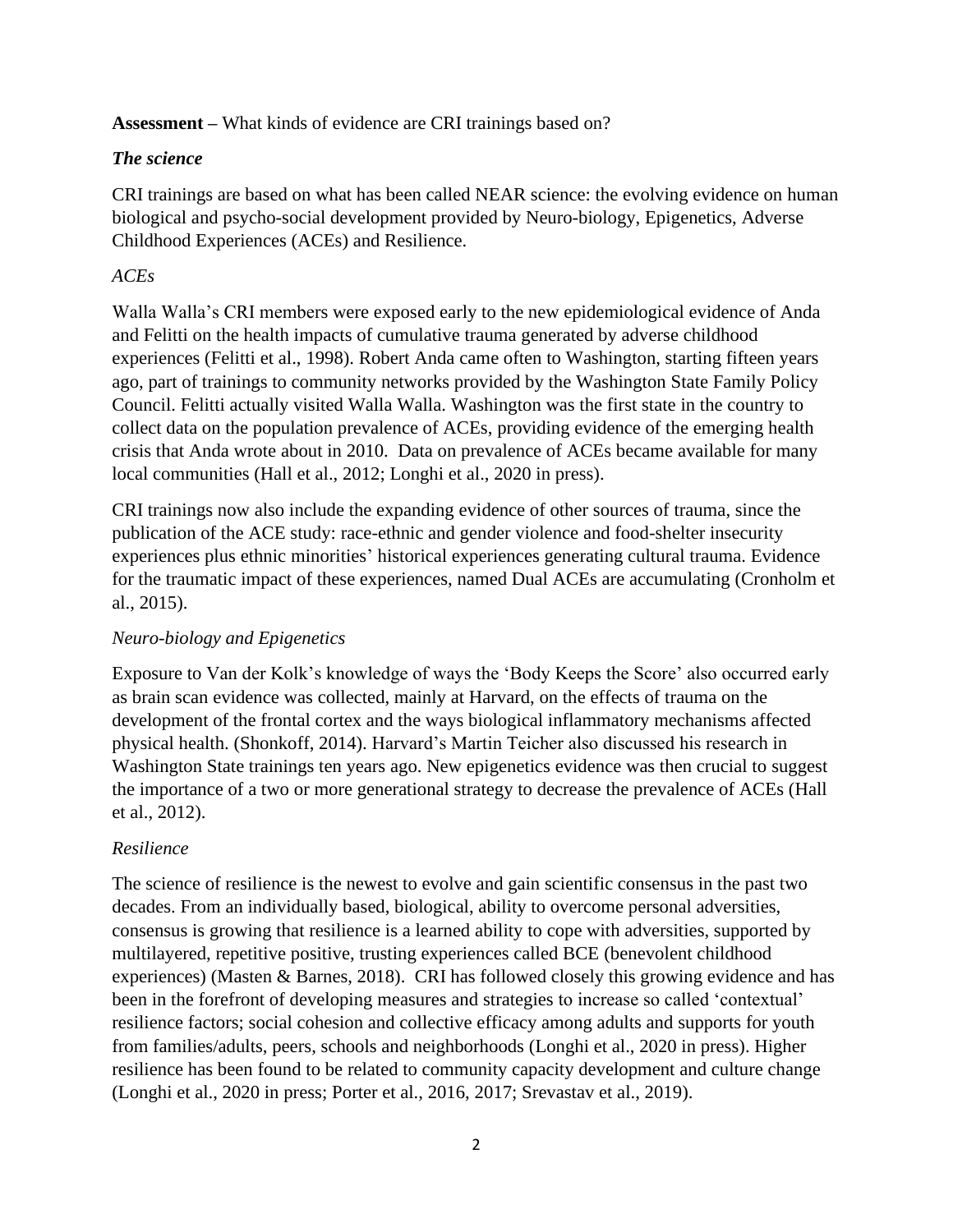**Assessment –** What kinds of evidence are CRI trainings based on?

### *The science*

CRI trainings are based on what has been called NEAR science: the evolving evidence on human biological and psycho-social development provided by Neuro-biology, Epigenetics, Adverse Childhood Experiences (ACEs) and Resilience.

#### *ACEs*

Walla Walla's CRI members were exposed early to the new epidemiological evidence of Anda and Felitti on the health impacts of cumulative trauma generated by adverse childhood experiences (Felitti et al., 1998). Robert Anda came often to Washington, starting fifteen years ago, part of trainings to community networks provided by the Washington State Family Policy Council. Felitti actually visited Walla Walla. Washington was the first state in the country to collect data on the population prevalence of ACEs, providing evidence of the emerging health crisis that Anda wrote about in 2010. Data on prevalence of ACEs became available for many local communities (Hall et al., 2012; Longhi et al., 2020 in press).

CRI trainings now also include the expanding evidence of other sources of trauma, since the publication of the ACE study: race-ethnic and gender violence and food-shelter insecurity experiences plus ethnic minorities' historical experiences generating cultural trauma. Evidence for the traumatic impact of these experiences, named Dual ACEs are accumulating (Cronholm et al., 2015).

#### *Neuro-biology and Epigenetics*

Exposure to Van der Kolk's knowledge of ways the 'Body Keeps the Score' also occurred early as brain scan evidence was collected, mainly at Harvard, on the effects of trauma on the development of the frontal cortex and the ways biological inflammatory mechanisms affected physical health. (Shonkoff, 2014). Harvard's Martin Teicher also discussed his research in Washington State trainings ten years ago. New epigenetics evidence was then crucial to suggest the importance of a two or more generational strategy to decrease the prevalence of ACEs (Hall et al., 2012).

#### *Resilience*

The science of resilience is the newest to evolve and gain scientific consensus in the past two decades. From an individually based, biological, ability to overcome personal adversities, consensus is growing that resilience is a learned ability to cope with adversities, supported by multilayered, repetitive positive, trusting experiences called BCE (benevolent childhood experiences) (Masten & Barnes, 2018). CRI has followed closely this growing evidence and has been in the forefront of developing measures and strategies to increase so called 'contextual' resilience factors; social cohesion and collective efficacy among adults and supports for youth from families/adults, peers, schools and neighborhoods (Longhi et al., 2020 in press). Higher resilience has been found to be related to community capacity development and culture change (Longhi et al., 2020 in press; Porter et al., 2016, 2017; Srevastav et al., 2019).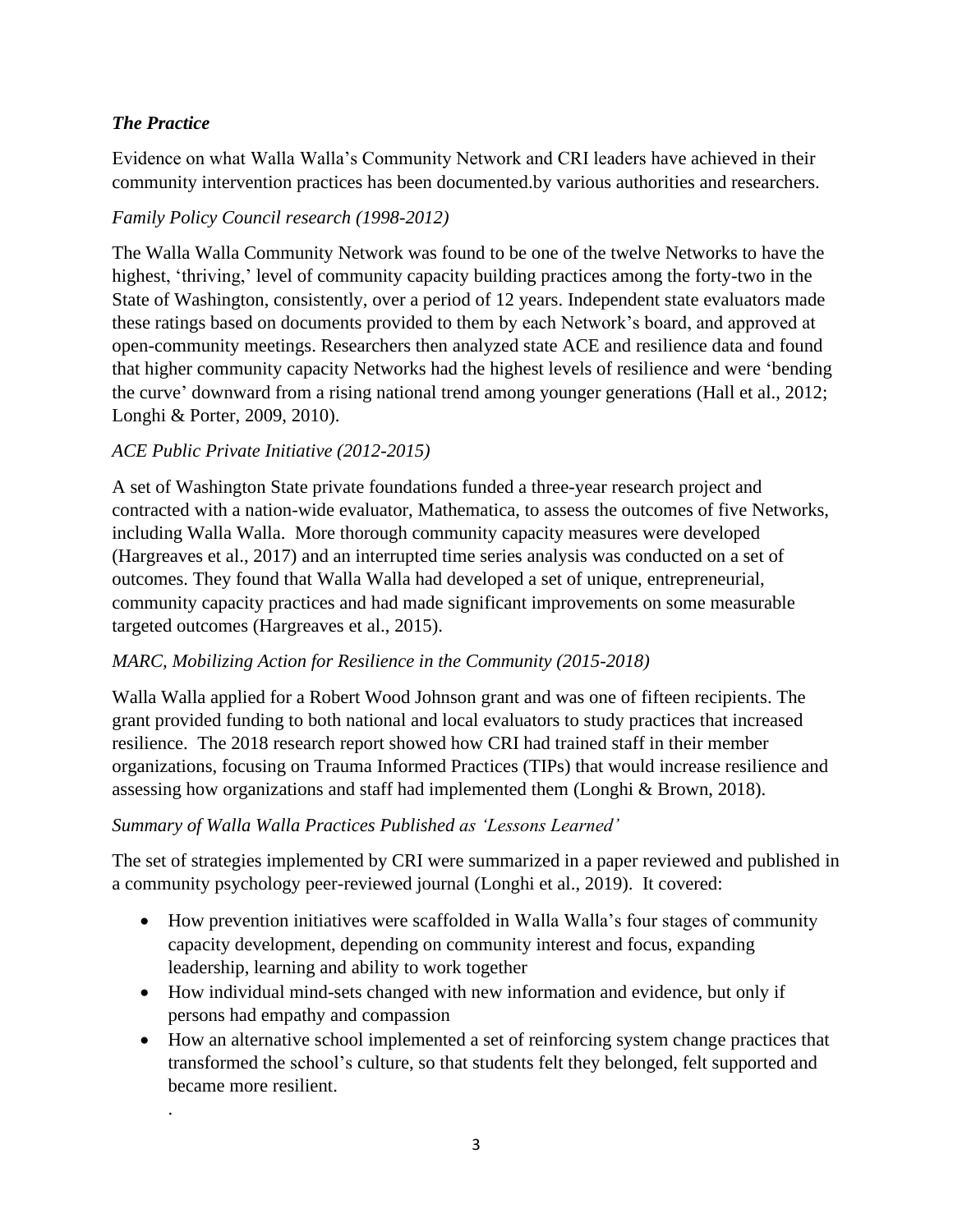### *The Practice*

Evidence on what Walla Walla's Community Network and CRI leaders have achieved in their community intervention practices has been documented.by various authorities and researchers.

*Family Policy Council research (1998-2012)*

The Walla Walla Community Network was found to be one of the twelve Networks to have the highest, 'thriving,' level of community capacity building practices among the forty-two in the State of Washington, consistently, over a period of 12 years. Independent state evaluators made these ratings based on documents provided to them by each Network's board, and approved at open-community meetings. Researchers then analyzed state ACE and resilience data and found that higher community capacity Networks had the highest levels of resilience and were 'bending the curve' downward from a rising national trend among younger generations (Hall et al., 2012; Longhi & Porter, 2009, 2010).

*ACE Public Private Initiative (2012-2015)*

A set of Washington State private foundations funded a three-year research project and contracted with a nation-wide evaluator, Mathematica, to assess the outcomes of five Networks, including Walla Walla. More thorough community capacity measures were developed (Hargreaves et al., 2017) and an interrupted time series analysis was conducted on a set of outcomes. They found that Walla Walla had developed a set of unique, entrepreneurial, community capacity practices and had made significant improvements on some measurable targeted outcomes (Hargreaves et al., 2015).

*MARC, Mobilizing Action for Resilience in the Community (2015-2018)*

Walla Walla applied for a Robert Wood Johnson grant and was one of fifteen recipients. The grant provided funding to both national and local evaluators to study practices that increased resilience. The 2018 research report showed how CRI had trained staff in their member organizations, focusing on Trauma Informed Practices (TIPs) that would increase resilience and assessing how organizations and staff had implemented them (Longhi & Brown, 2018).

*Summary of Walla Walla Practices Published as 'Lessons Learned'*

The set of strategies implemented by CRI were summarized in a paper reviewed and published in a community psychology peer-reviewed journal (Longhi et al., 2019). It covered:

- How prevention initiatives were scaffolded in Walla Walla's four stages of community capacity development, depending on community interest and focus, expanding leadership, learning and ability to work together
- How individual mind-sets changed with new information and evidence, but only if persons had empathy and compassion
- How an alternative school implemented a set of reinforcing system change practices that transformed the school's culture, so that students felt they belonged, felt supported and became more resilient.

.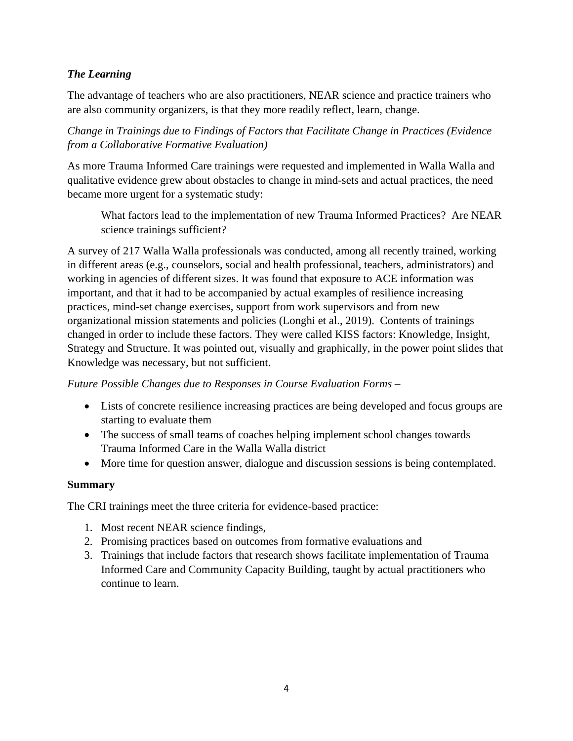### *The Learning*

The advantage of teachers who are also practitioners, NEAR science and practice trainers who are also community organizers, is that they more readily reflect, learn, change.

*Change in Trainings due to Findings of Factors that Facilitate Change in Practices (Evidence from a Collaborative Formative Evaluation)*

As more Trauma Informed Care trainings were requested and implemented in Walla Walla and qualitative evidence grew about obstacles to change in mind-sets and actual practices, the need became more urgent for a systematic study:

> What factors lead to the implementation of new Trauma Informed Practices? Are NEAR science trainings sufficient?

A survey of 217 Walla Walla professionals was conducted, among all recently trained, working in different areas (e.g., counselors, social and health professional, teachers, administrators) and working in agencies of different sizes. It was found that exposure to ACE information was important, and that it had to be accompanied by actual examples of resilience increasing practices, mind-set change exercises, support from work supervisors and from new organizational mission statements and policies (Longhi et al., 2019). Contents of trainings changed in order to include these factors. They were called KISS factors: Knowledge, Insight, Strategy and Structure. It was pointed out, visually and graphically, in the power point slides that Knowledge was necessary, but not sufficient.

*Future Possible Changes due to Responses in Course Evaluation Forms –*

- Lists of concrete resilience increasing practices are being developed and focus groups are starting to evaluate them
- The success of small teams of coaches helping implement school changes towards Trauma Informed Care in the Walla Walla district
- More time for question answer, dialogue and discussion sessions is being contemplated.

**Summary**

The CRI trainings meet the three criteria for evidence-based practice:

1. Most recent NEAR science findings,
2. Promising practices based on outcomes from formative evaluations and
3. Trainings that include factors that research shows facilitate implementation of Trauma Informed Care and Community Capacity Building, taught by actual practitioners who continue to learn.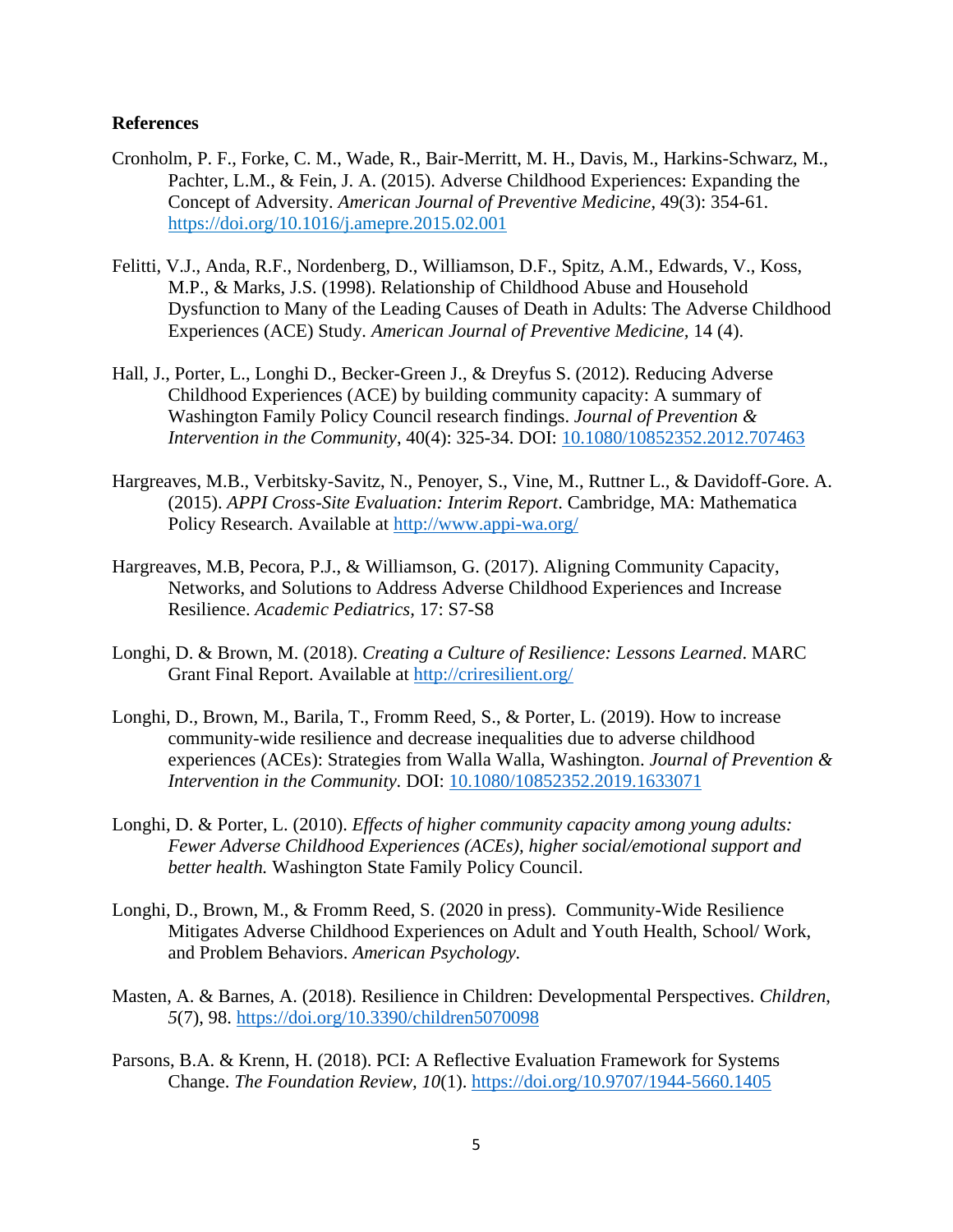**References**

Cronholm, P. F., Forke, C. M., Wade, R., Bair-Merritt, M. H., Davis, M., Harkins-Schwarz, M., Pachter, L.M., & Fein, J. A. (2015). Adverse Childhood Experiences: Expanding the Concept of Adversity. *American Journal of Preventive Medicine*, 49(3): 354-61. https://doi.org/10.1016/j.amepre.2015.02.001

Felitti, V.J., Anda, R.F., Nordenberg, D., Williamson, D.F., Spitz, A.M., Edwards, V., Koss, M.P., & Marks, J.S. (1998). Relationship of Childhood Abuse and Household Dysfunction to Many of the Leading Causes of Death in Adults: The Adverse Childhood Experiences (ACE) Study. *American Journal of Preventive Medicine,* 14 (4).

Hall, J., Porter, L., Longhi D., Becker-Green J., & Dreyfus S. (2012). Reducing Adverse Childhood Experiences (ACE) by building community capacity: A summary of Washington Family Policy Council research findings. *Journal of Prevention & Intervention in the Community*, 40(4): 325-34. DOI: 10.1080/10852352.2012.707463

Hargreaves, M.B., Verbitsky-Savitz, N., Penoyer, S., Vine, M., Ruttner L., & Davidoff-Gore. A. (2015). *APPI Cross-Site Evaluation: Interim Report*. Cambridge, MA: Mathematica Policy Research. Available at http://www.appi-wa.org/

Hargreaves, M.B, Pecora, P.J., & Williamson, G. (2017). Aligning Community Capacity, Networks, and Solutions to Address Adverse Childhood Experiences and Increase Resilience. *Academic Pediatrics,* 17: S7-S8

Longhi, D. & Brown, M. (2018). *Creating a Culture of Resilience: Lessons Learned*. MARC Grant Final Report. Available at http://criresilient.org/

Longhi, D., Brown, M., Barila, T., Fromm Reed, S., & Porter, L. (2019). How to increase community-wide resilience and decrease inequalities due to adverse childhood experiences (ACEs): Strategies from Walla Walla, Washington. *Journal of Prevention & Intervention in the Community*. DOI: 10.1080/10852352.2019.1633071

Longhi, D. & Porter, L. (2010). *Effects of higher community capacity among young adults: Fewer Adverse Childhood Experiences (ACEs), higher social/emotional support and better health.* Washington State Family Policy Council.

Longhi, D., Brown, M., & Fromm Reed, S. (2020 in press). Community-Wide Resilience Mitigates Adverse Childhood Experiences on Adult and Youth Health, School/ Work, and Problem Behaviors. *American Psychology.*

Masten, A. & Barnes, A. (2018). Resilience in Children: Developmental Perspectives. *Children*, *5*(7), 98. https://doi.org/10.3390/children5070098

Parsons, B.A. & Krenn, H. (2018). PCI: A Reflective Evaluation Framework for Systems Change. *The Foundation Review, 10*(1). https://doi.org/10.9707/1944-5660.1405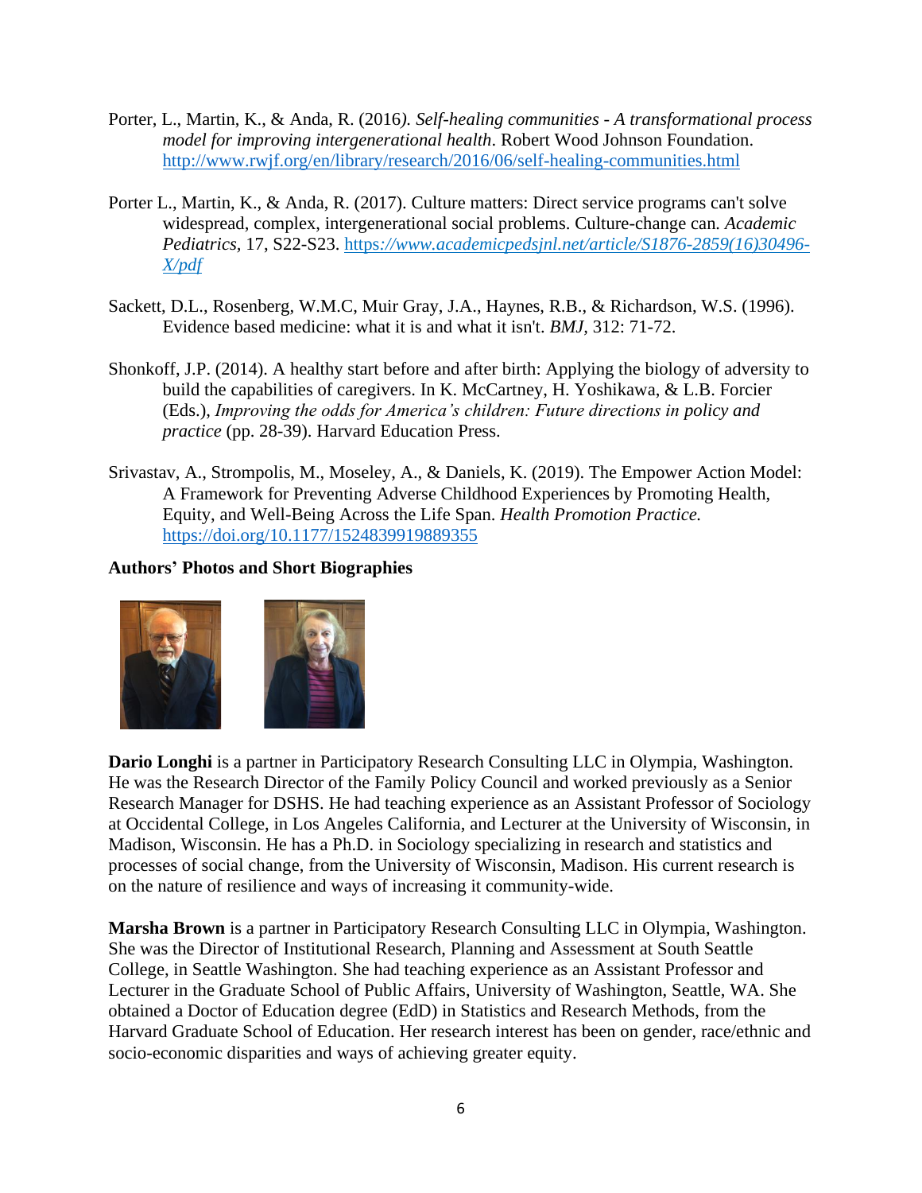Porter, L., Martin, K., & Anda, R. (2016). *Self-healing communities - A transformational process model for improving intergenerational health*. Robert Wood Johnson Foundation. http://www.rwjf.org/en/library/research/2016/06/self-healing-communities.html

Porter L., Martin, K., & Anda, R. (2017). Culture matters: Direct service programs can't solve widespread, complex, intergenerational social problems. Culture-change can. *Academic Pediatrics*, 17, S22-S23. https://www.academicpedsjnl.net/article/S1876-2859(16)30496-X/pdf

Sackett, D.L., Rosenberg, W.M.C, Muir Gray, J.A., Haynes, R.B., & Richardson, W.S. (1996). Evidence based medicine: what it is and what it isn't. *BMJ*, 312: 71-72.

Shonkoff, J.P. (2014). A healthy start before and after birth: Applying the biology of adversity to build the capabilities of caregivers. In K. McCartney, H. Yoshikawa, & L.B. Forcier (Eds.), *Improving the odds for America's children: Future directions in policy and practice* (pp. 28-39). Harvard Education Press.

Srivastav, A., Strompolis, M., Moseley, A., & Daniels, K. (2019). The Empower Action Model: A Framework for Preventing Adverse Childhood Experiences by Promoting Health, Equity, and Well-Being Across the Life Span. *Health Promotion Practice.* https://doi.org/10.1177/1524839919889355

**Authors' Photos and Short Biographies**

**Dario Longhi** is a partner in Participatory Research Consulting LLC in Olympia, Washington. He was the Research Director of the Family Policy Council and worked previously as a Senior Research Manager for DSHS. He had teaching experience as an Assistant Professor of Sociology at Occidental College, in Los Angeles California, and Lecturer at the University of Wisconsin, in Madison, Wisconsin. He has a Ph.D. in Sociology specializing in research and statistics and processes of social change, from the University of Wisconsin, Madison. His current research is on the nature of resilience and ways of increasing it community-wide.

**Marsha Brown** is a partner in Participatory Research Consulting LLC in Olympia, Washington. She was the Director of Institutional Research, Planning and Assessment at South Seattle College, in Seattle Washington. She had teaching experience as an Assistant Professor and Lecturer in the Graduate School of Public Affairs, University of Washington, Seattle, WA. She obtained a Doctor of Education degree (EdD) in Statistics and Research Methods, from the Harvard Graduate School of Education. Her research interest has been on gender, race/ethnic and socio-economic disparities and ways of achieving greater equity.